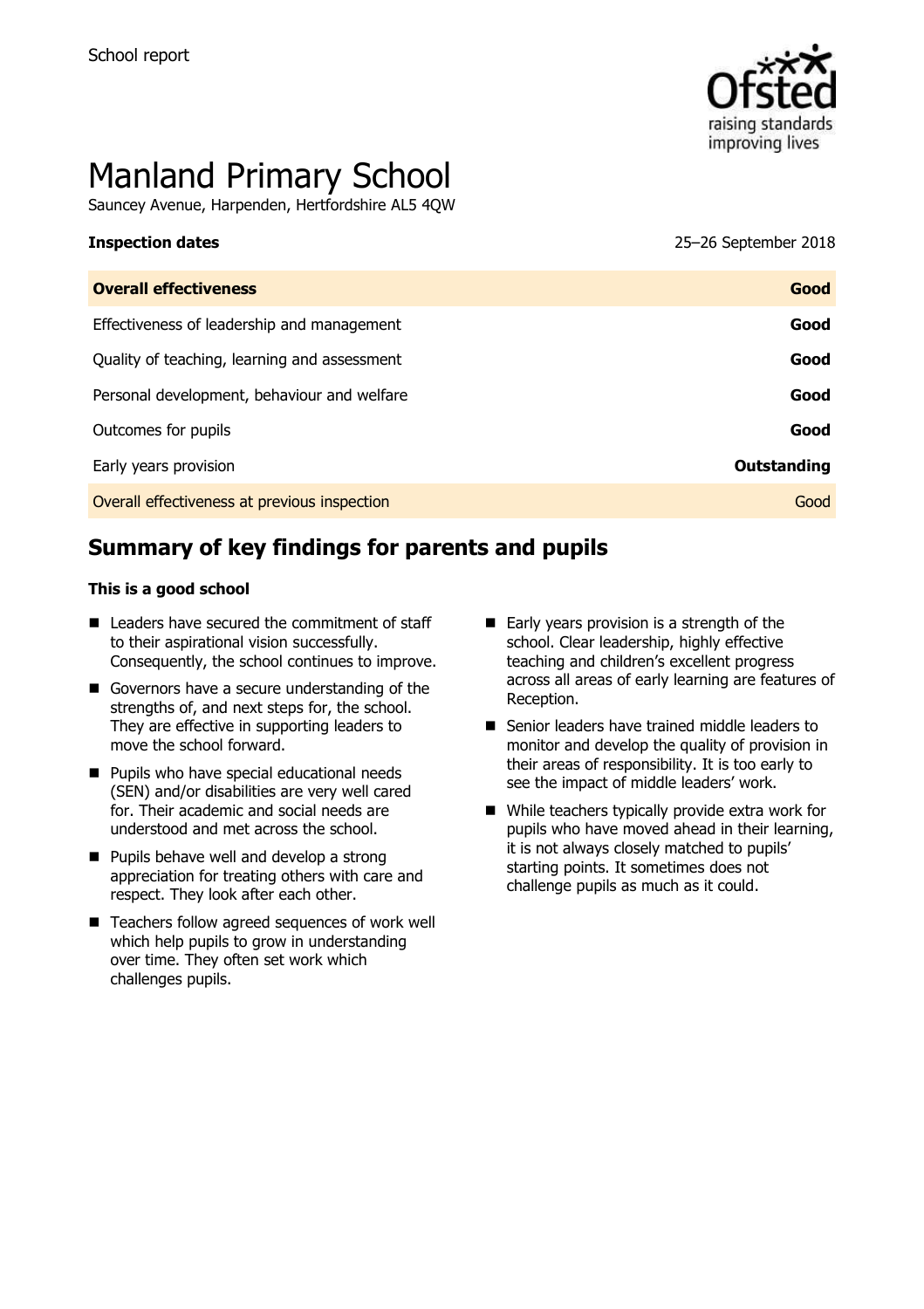School report

# Manland Primary School

Sauncey Avenue, Harpenden, Hertfordshire AL5 4QW

**Inspection dates** 25–26 September 2018

| **Overall effectiveness** | **Good** |
| --- | --- |
| Effectiveness of leadership and management | **Good** |
| Quality of teaching, learning and assessment | **Good** |
| Personal development, behaviour and welfare | **Good** |
| Outcomes for pupils | **Good** |
| Early years provision | **Outstanding** |
| Overall effectiveness at previous inspection | Good |

## Summary of key findings for parents and pupils

**This is a good school**

- Leaders have secured the commitment of staff to their aspirational vision successfully. Consequently, the school continues to improve.
- Governors have a secure understanding of the strengths of, and next steps for, the school. They are effective in supporting leaders to move the school forward.
- Pupils who have special educational needs (SEN) and/or disabilities are very well cared for. Their academic and social needs are understood and met across the school.
- Pupils behave well and develop a strong appreciation for treating others with care and respect. They look after each other.
- Teachers follow agreed sequences of work well which help pupils to grow in understanding over time. They often set work which challenges pupils.
- Early years provision is a strength of the school. Clear leadership, highly effective teaching and children's excellent progress across all areas of early learning are features of Reception.
- Senior leaders have trained middle leaders to monitor and develop the quality of provision in their areas of responsibility. It is too early to see the impact of middle leaders' work.
- While teachers typically provide extra work for pupils who have moved ahead in their learning, it is not always closely matched to pupils' starting points. It sometimes does not challenge pupils as much as it could.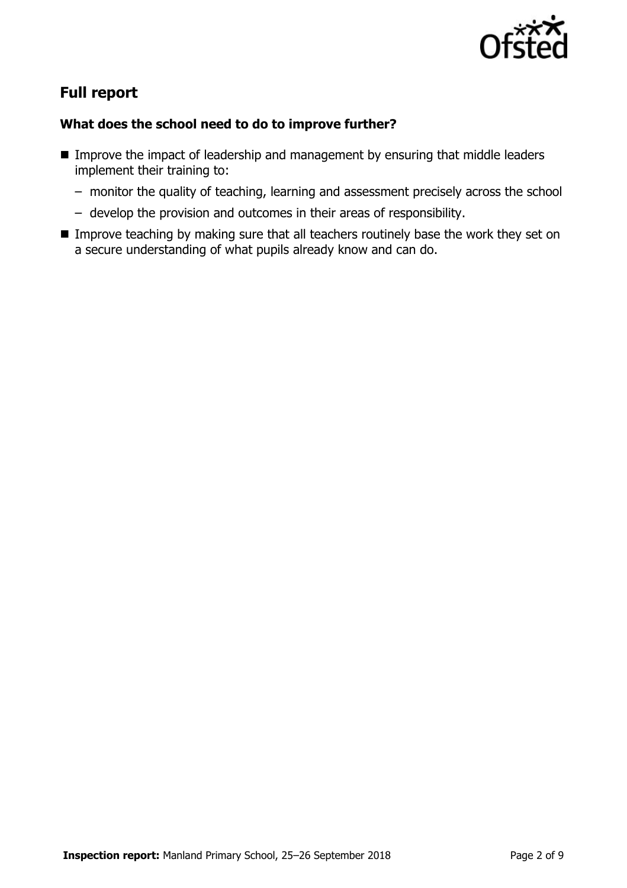## Full report

### What does the school need to do to improve further?

- Improve the impact of leadership and management by ensuring that middle leaders implement their training to:
  - monitor the quality of teaching, learning and assessment precisely across the school
  - develop the provision and outcomes in their areas of responsibility.
- Improve teaching by making sure that all teachers routinely base the work they set on a secure understanding of what pupils already know and can do.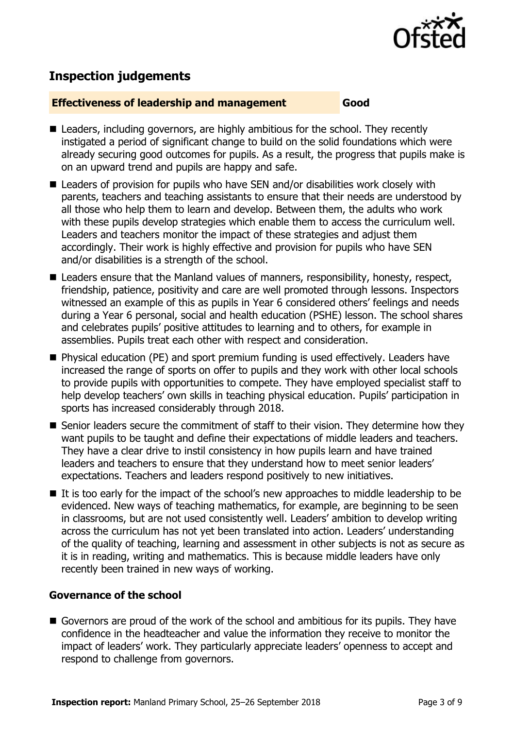## Inspection judgements

**Effectiveness of leadership and management** **Good**

- Leaders, including governors, are highly ambitious for the school. They recently instigated a period of significant change to build on the solid foundations which were already securing good outcomes for pupils. As a result, the progress that pupils make is on an upward trend and pupils are happy and safe.
- Leaders of provision for pupils who have SEN and/or disabilities work closely with parents, teachers and teaching assistants to ensure that their needs are understood by all those who help them to learn and develop. Between them, the adults who work with these pupils develop strategies which enable them to access the curriculum well. Leaders and teachers monitor the impact of these strategies and adjust them accordingly. Their work is highly effective and provision for pupils who have SEN and/or disabilities is a strength of the school.
- Leaders ensure that the Manland values of manners, responsibility, honesty, respect, friendship, patience, positivity and care are well promoted through lessons. Inspectors witnessed an example of this as pupils in Year 6 considered others' feelings and needs during a Year 6 personal, social and health education (PSHE) lesson. The school shares and celebrates pupils' positive attitudes to learning and to others, for example in assemblies. Pupils treat each other with respect and consideration.
- Physical education (PE) and sport premium funding is used effectively. Leaders have increased the range of sports on offer to pupils and they work with other local schools to provide pupils with opportunities to compete. They have employed specialist staff to help develop teachers' own skills in teaching physical education. Pupils' participation in sports has increased considerably through 2018.
- Senior leaders secure the commitment of staff to their vision. They determine how they want pupils to be taught and define their expectations of middle leaders and teachers. They have a clear drive to instil consistency in how pupils learn and have trained leaders and teachers to ensure that they understand how to meet senior leaders' expectations. Teachers and leaders respond positively to new initiatives.
- It is too early for the impact of the school's new approaches to middle leadership to be evidenced. New ways of teaching mathematics, for example, are beginning to be seen in classrooms, but are not used consistently well. Leaders' ambition to develop writing across the curriculum has not yet been translated into action. Leaders' understanding of the quality of teaching, learning and assessment in other subjects is not as secure as it is in reading, writing and mathematics. This is because middle leaders have only recently been trained in new ways of working.

### Governance of the school

- Governors are proud of the work of the school and ambitious for its pupils. They have confidence in the headteacher and value the information they receive to monitor the impact of leaders' work. They particularly appreciate leaders' openness to accept and respond to challenge from governors.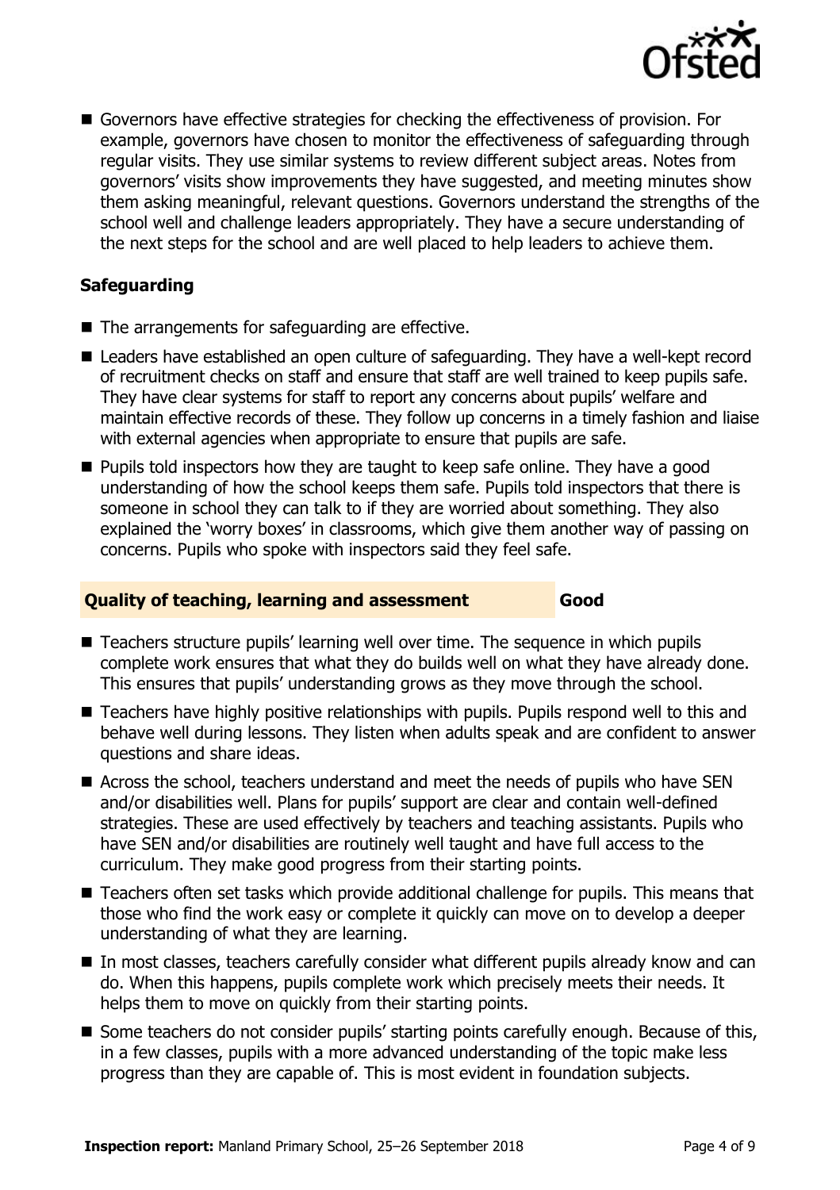- Governors have effective strategies for checking the effectiveness of provision. For example, governors have chosen to monitor the effectiveness of safeguarding through regular visits. They use similar systems to review different subject areas. Notes from governors' visits show improvements they have suggested, and meeting minutes show them asking meaningful, relevant questions. Governors understand the strengths of the school well and challenge leaders appropriately. They have a secure understanding of the next steps for the school and are well placed to help leaders to achieve them.

### Safeguarding

- The arrangements for safeguarding are effective.
- Leaders have established an open culture of safeguarding. They have a well-kept record of recruitment checks on staff and ensure that staff are well trained to keep pupils safe. They have clear systems for staff to report any concerns about pupils' welfare and maintain effective records of these. They follow up concerns in a timely fashion and liaise with external agencies when appropriate to ensure that pupils are safe.
- Pupils told inspectors how they are taught to keep safe online. They have a good understanding of how the school keeps them safe. Pupils told inspectors that there is someone in school they can talk to if they are worried about something. They also explained the 'worry boxes' in classrooms, which give them another way of passing on concerns. Pupils who spoke with inspectors said they feel safe.

## Quality of teaching, learning and assessment — Good

- Teachers structure pupils' learning well over time. The sequence in which pupils complete work ensures that what they do builds well on what they have already done. This ensures that pupils' understanding grows as they move through the school.
- Teachers have highly positive relationships with pupils. Pupils respond well to this and behave well during lessons. They listen when adults speak and are confident to answer questions and share ideas.
- Across the school, teachers understand and meet the needs of pupils who have SEN and/or disabilities well. Plans for pupils' support are clear and contain well-defined strategies. These are used effectively by teachers and teaching assistants. Pupils who have SEN and/or disabilities are routinely well taught and have full access to the curriculum. They make good progress from their starting points.
- Teachers often set tasks which provide additional challenge for pupils. This means that those who find the work easy or complete it quickly can move on to develop a deeper understanding of what they are learning.
- In most classes, teachers carefully consider what different pupils already know and can do. When this happens, pupils complete work which precisely meets their needs. It helps them to move on quickly from their starting points.
- Some teachers do not consider pupils' starting points carefully enough. Because of this, in a few classes, pupils with a more advanced understanding of the topic make less progress than they are capable of. This is most evident in foundation subjects.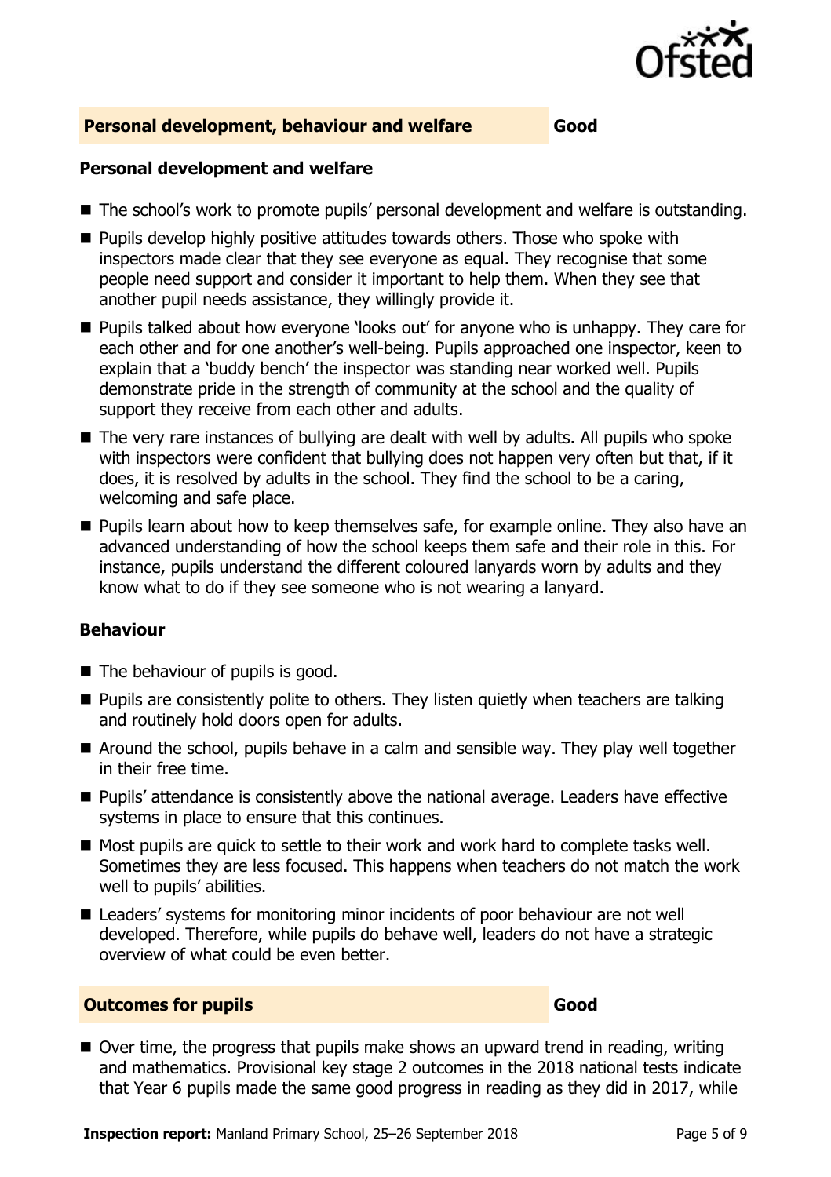## Personal development, behaviour and welfare — Good

### Personal development and welfare

- The school's work to promote pupils' personal development and welfare is outstanding.
- Pupils develop highly positive attitudes towards others. Those who spoke with inspectors made clear that they see everyone as equal. They recognise that some people need support and consider it important to help them. When they see that another pupil needs assistance, they willingly provide it.
- Pupils talked about how everyone 'looks out' for anyone who is unhappy. They care for each other and for one another's well-being. Pupils approached one inspector, keen to explain that a 'buddy bench' the inspector was standing near worked well. Pupils demonstrate pride in the strength of community at the school and the quality of support they receive from each other and adults.
- The very rare instances of bullying are dealt with well by adults. All pupils who spoke with inspectors were confident that bullying does not happen very often but that, if it does, it is resolved by adults in the school. They find the school to be a caring, welcoming and safe place.
- Pupils learn about how to keep themselves safe, for example online. They also have an advanced understanding of how the school keeps them safe and their role in this. For instance, pupils understand the different coloured lanyards worn by adults and they know what to do if they see someone who is not wearing a lanyard.

### Behaviour

- The behaviour of pupils is good.
- Pupils are consistently polite to others. They listen quietly when teachers are talking and routinely hold doors open for adults.
- Around the school, pupils behave in a calm and sensible way. They play well together in their free time.
- Pupils' attendance is consistently above the national average. Leaders have effective systems in place to ensure that this continues.
- Most pupils are quick to settle to their work and work hard to complete tasks well. Sometimes they are less focused. This happens when teachers do not match the work well to pupils' abilities.
- Leaders' systems for monitoring minor incidents of poor behaviour are not well developed. Therefore, while pupils do behave well, leaders do not have a strategic overview of what could be even better.

## Outcomes for pupils — Good

- Over time, the progress that pupils make shows an upward trend in reading, writing and mathematics. Provisional key stage 2 outcomes in the 2018 national tests indicate that Year 6 pupils made the same good progress in reading as they did in 2017, while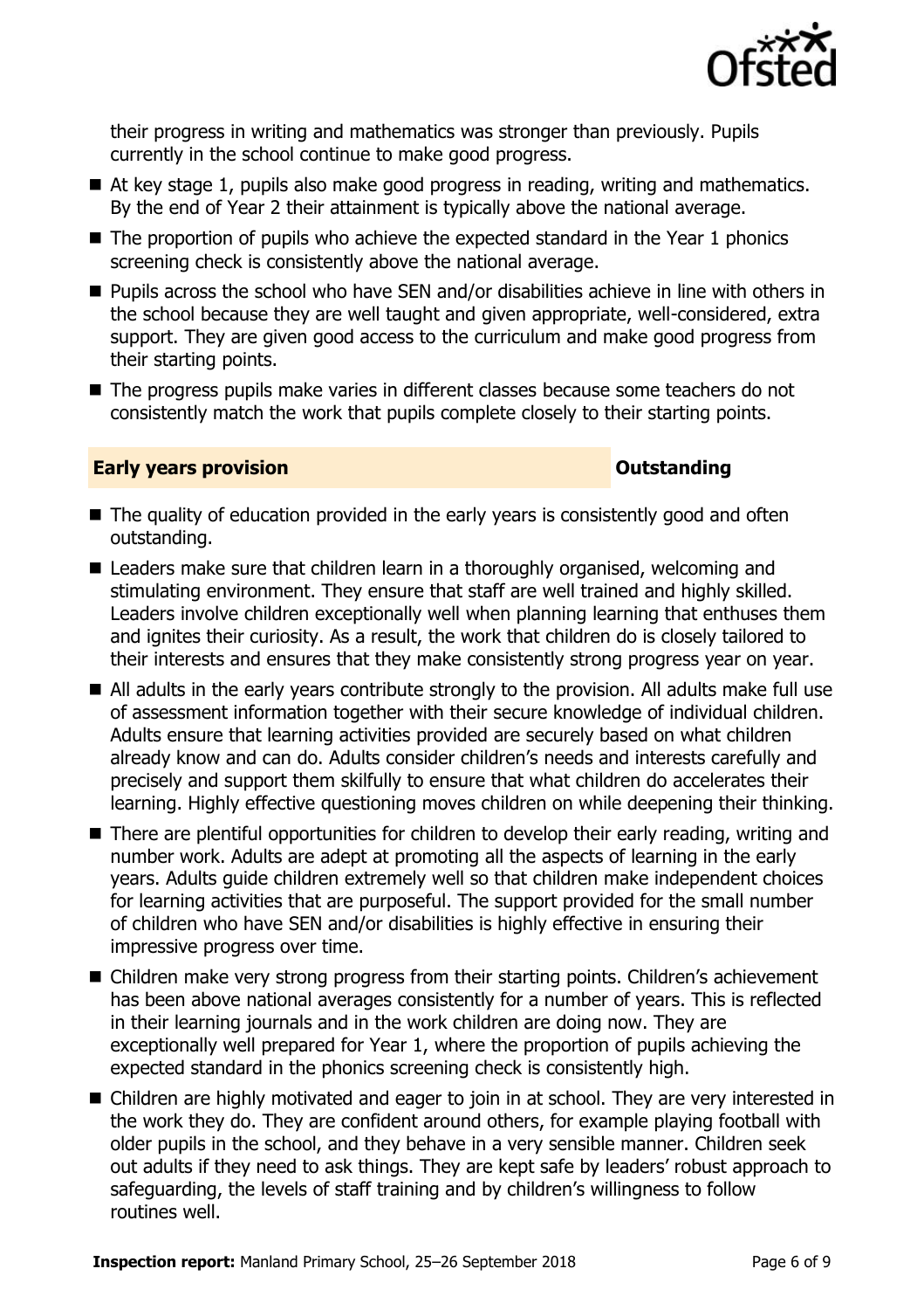their progress in writing and mathematics was stronger than previously. Pupils currently in the school continue to make good progress.

- At key stage 1, pupils also make good progress in reading, writing and mathematics. By the end of Year 2 their attainment is typically above the national average.
- The proportion of pupils who achieve the expected standard in the Year 1 phonics screening check is consistently above the national average.
- Pupils across the school who have SEN and/or disabilities achieve in line with others in the school because they are well taught and given appropriate, well-considered, extra support. They are given good access to the curriculum and make good progress from their starting points.
- The progress pupils make varies in different classes because some teachers do not consistently match the work that pupils complete closely to their starting points.

## Early years provision — Outstanding

- The quality of education provided in the early years is consistently good and often outstanding.
- Leaders make sure that children learn in a thoroughly organised, welcoming and stimulating environment. They ensure that staff are well trained and highly skilled. Leaders involve children exceptionally well when planning learning that enthuses them and ignites their curiosity. As a result, the work that children do is closely tailored to their interests and ensures that they make consistently strong progress year on year.
- All adults in the early years contribute strongly to the provision. All adults make full use of assessment information together with their secure knowledge of individual children. Adults ensure that learning activities provided are securely based on what children already know and can do. Adults consider children's needs and interests carefully and precisely and support them skilfully to ensure that what children do accelerates their learning. Highly effective questioning moves children on while deepening their thinking.
- There are plentiful opportunities for children to develop their early reading, writing and number work. Adults are adept at promoting all the aspects of learning in the early years. Adults guide children extremely well so that children make independent choices for learning activities that are purposeful. The support provided for the small number of children who have SEN and/or disabilities is highly effective in ensuring their impressive progress over time.
- Children make very strong progress from their starting points. Children's achievement has been above national averages consistently for a number of years. This is reflected in their learning journals and in the work children are doing now. They are exceptionally well prepared for Year 1, where the proportion of pupils achieving the expected standard in the phonics screening check is consistently high.
- Children are highly motivated and eager to join in at school. They are very interested in the work they do. They are confident around others, for example playing football with older pupils in the school, and they behave in a very sensible manner. Children seek out adults if they need to ask things. They are kept safe by leaders' robust approach to safeguarding, the levels of staff training and by children's willingness to follow routines well.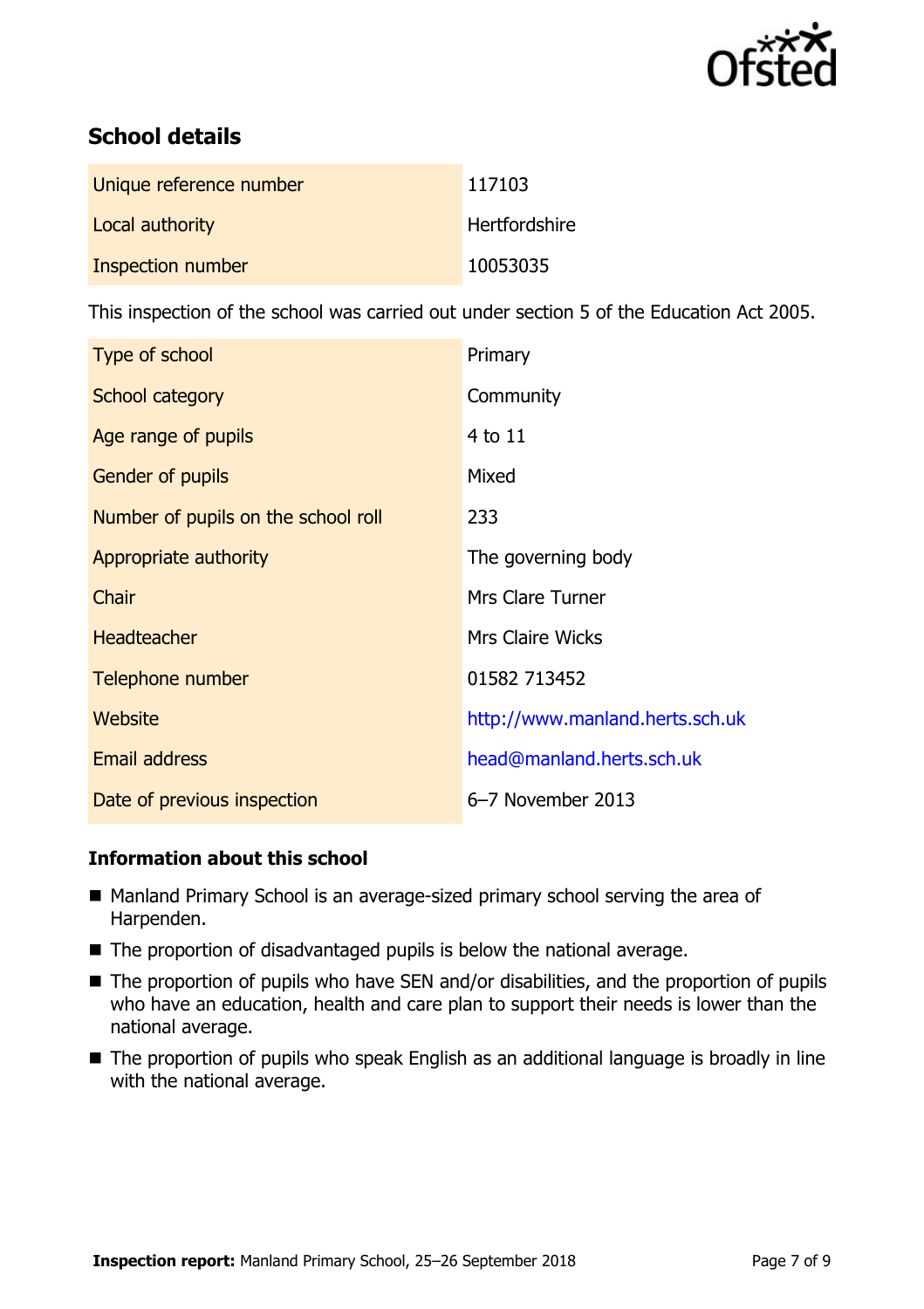## School details

| | |
|---|---|
| Unique reference number | 117103 |
| Local authority | Hertfordshire |
| Inspection number | 10053035 |

This inspection of the school was carried out under section 5 of the Education Act 2005.

| | |
|---|---|
| Type of school | Primary |
| School category | Community |
| Age range of pupils | 4 to 11 |
| Gender of pupils | Mixed |
| Number of pupils on the school roll | 233 |
| Appropriate authority | The governing body |
| Chair | Mrs Clare Turner |
| Headteacher | Mrs Claire Wicks |
| Telephone number | 01582 713452 |
| Website | http://www.manland.herts.sch.uk |
| Email address | head@manland.herts.sch.uk |
| Date of previous inspection | 6–7 November 2013 |

### Information about this school

- Manland Primary School is an average-sized primary school serving the area of Harpenden.
- The proportion of disadvantaged pupils is below the national average.
- The proportion of pupils who have SEN and/or disabilities, and the proportion of pupils who have an education, health and care plan to support their needs is lower than the national average.
- The proportion of pupils who speak English as an additional language is broadly in line with the national average.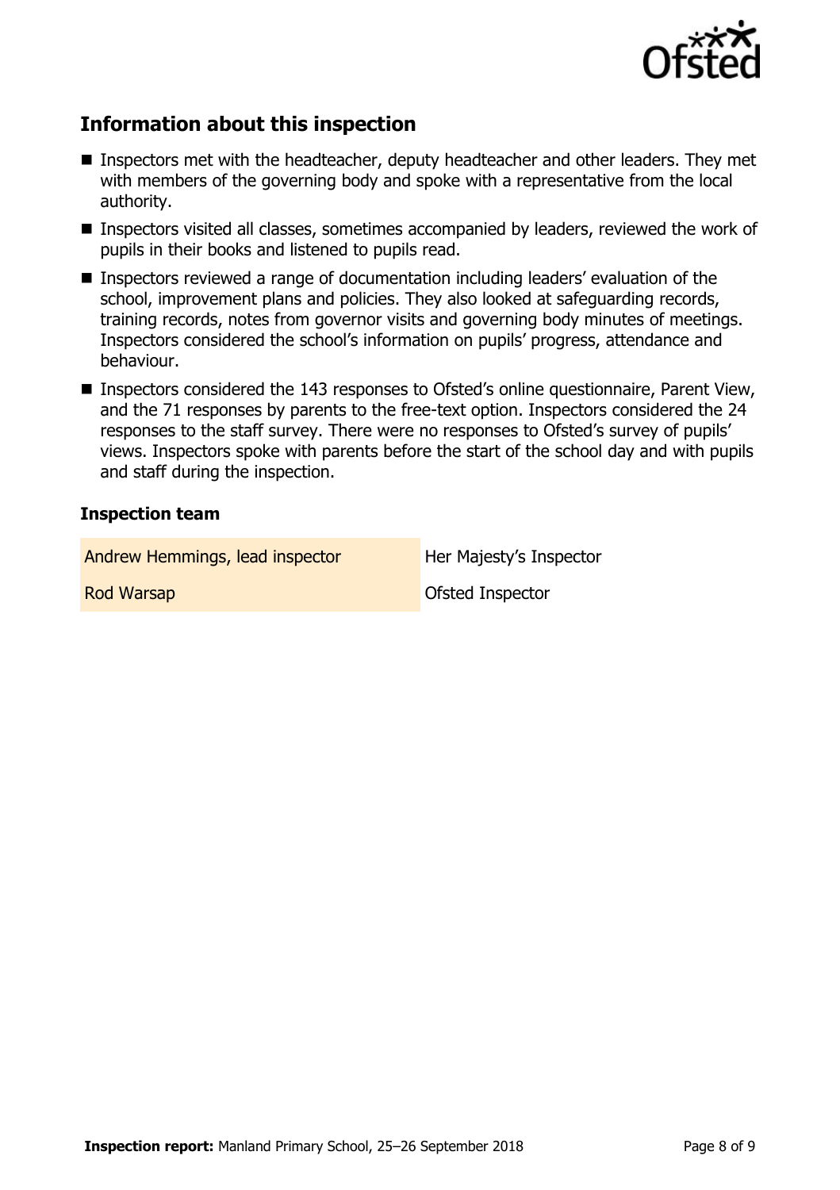## Information about this inspection

- Inspectors met with the headteacher, deputy headteacher and other leaders. They met with members of the governing body and spoke with a representative from the local authority.
- Inspectors visited all classes, sometimes accompanied by leaders, reviewed the work of pupils in their books and listened to pupils read.
- Inspectors reviewed a range of documentation including leaders' evaluation of the school, improvement plans and policies. They also looked at safeguarding records, training records, notes from governor visits and governing body minutes of meetings. Inspectors considered the school's information on pupils' progress, attendance and behaviour.
- Inspectors considered the 143 responses to Ofsted's online questionnaire, Parent View, and the 71 responses by parents to the free-text option. Inspectors considered the 24 responses to the staff survey. There were no responses to Ofsted's survey of pupils' views. Inspectors spoke with parents before the start of the school day and with pupils and staff during the inspection.

### Inspection team

| | |
|---|---|
| Andrew Hemmings, lead inspector | Her Majesty's Inspector |
| Rod Warsap | Ofsted Inspector |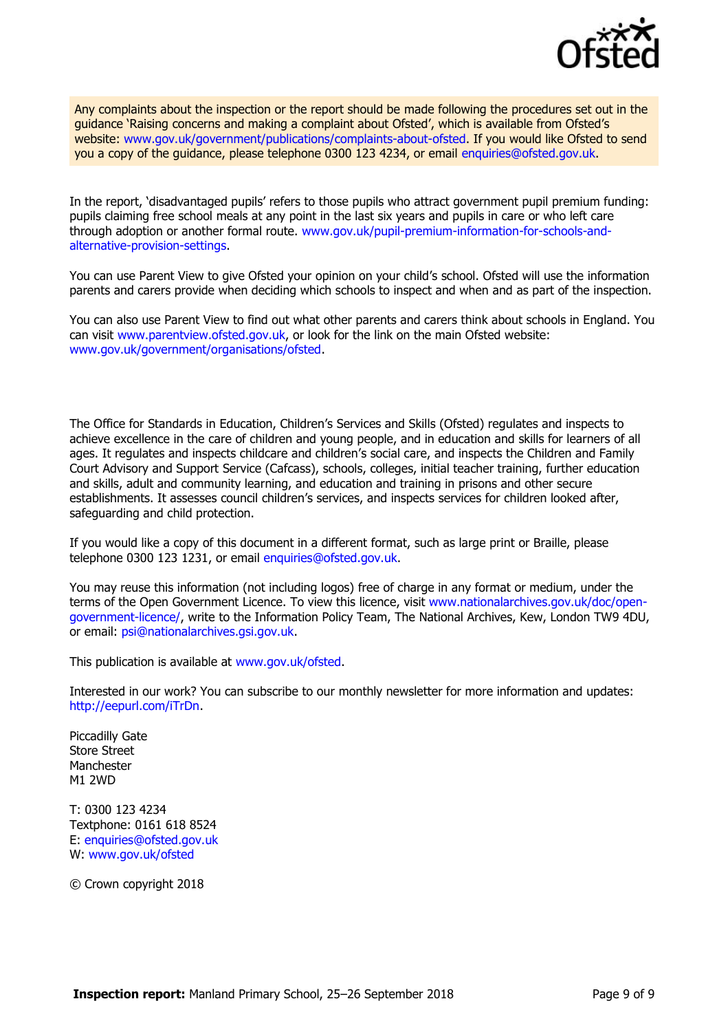Any complaints about the inspection or the report should be made following the procedures set out in the guidance 'Raising concerns and making a complaint about Ofsted', which is available from Ofsted's website: www.gov.uk/government/publications/complaints-about-ofsted. If you would like Ofsted to send you a copy of the guidance, please telephone 0300 123 4234, or email enquiries@ofsted.gov.uk.

In the report, 'disadvantaged pupils' refers to those pupils who attract government pupil premium funding: pupils claiming free school meals at any point in the last six years and pupils in care or who left care through adoption or another formal route. www.gov.uk/pupil-premium-information-for-schools-and-alternative-provision-settings.

You can use Parent View to give Ofsted your opinion on your child's school. Ofsted will use the information parents and carers provide when deciding which schools to inspect and when and as part of the inspection.

You can also use Parent View to find out what other parents and carers think about schools in England. You can visit www.parentview.ofsted.gov.uk, or look for the link on the main Ofsted website: www.gov.uk/government/organisations/ofsted.

The Office for Standards in Education, Children's Services and Skills (Ofsted) regulates and inspects to achieve excellence in the care of children and young people, and in education and skills for learners of all ages. It regulates and inspects childcare and children's social care, and inspects the Children and Family Court Advisory and Support Service (Cafcass), schools, colleges, initial teacher training, further education and skills, adult and community learning, and education and training in prisons and other secure establishments. It assesses council children's services, and inspects services for children looked after, safeguarding and child protection.

If you would like a copy of this document in a different format, such as large print or Braille, please telephone 0300 123 1231, or email enquiries@ofsted.gov.uk.

You may reuse this information (not including logos) free of charge in any format or medium, under the terms of the Open Government Licence. To view this licence, visit www.nationalarchives.gov.uk/doc/open-government-licence/, write to the Information Policy Team, The National Archives, Kew, London TW9 4DU, or email: psi@nationalarchives.gsi.gov.uk.

This publication is available at www.gov.uk/ofsted.

Interested in our work? You can subscribe to our monthly newsletter for more information and updates: http://eepurl.com/iTrDn.

Piccadilly Gate
Store Street
Manchester
M1 2WD

T: 0300 123 4234
Textphone: 0161 618 8524
E: enquiries@ofsted.gov.uk
W: www.gov.uk/ofsted

© Crown copyright 2018